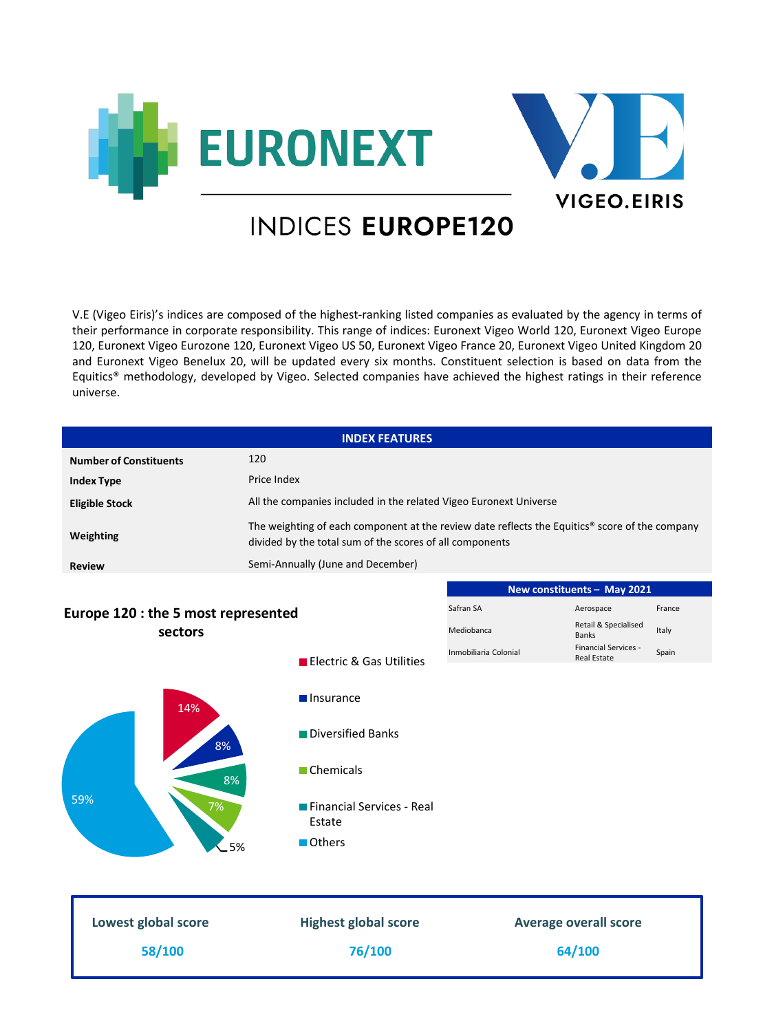# EURONEXT | VIGEO.EIRIS

## INDICES EUROPE120

V.E (Vigeo Eiris)'s indices are composed of the highest-ranking listed companies as evaluated by the agency in terms of their performance in corporate responsibility. This range of indices: Euronext Vigeo World 120, Euronext Vigeo Europe 120, Euronext Vigeo Eurozone 120, Euronext Vigeo US 50, Euronext Vigeo France 20, Euronext Vigeo United Kingdom 20 and Euronext Vigeo Benelux 20, will be updated every six months. Constituent selection is based on data from the Equitics® methodology, developed by Vigeo. Selected companies have achieved the highest ratings in their reference universe.

| INDEX FEATURES | |
|---|---|
| **Number of Constituents** | 120 |
| **Index Type** | Price Index |
| **Eligible Stock** | All the companies included in the related Vigeo Euronext Universe |
| **Weighting** | The weighting of each component at the review date reflects the Equitics® score of the company divided by the total sum of the scores of all components |
| **Review** | Semi-Annually (June and December) |

| New constituents – May 2021 | | |
|---|---|---|
| Safran SA | Aerospace | France |
| Mediobanca | Retail & Specialised Banks | Italy |
| Inmobiliaria Colonial | Financial Services - Real Estate | Spain |

### Europe 120 : the 5 most represented sectors

- Electric & Gas Utilities: 14%
- Insurance: 8%
- Diversified Banks: 8%
- Chemicals: 7%
- Financial Services - Real Estate: 5%
- Others: 59%

| Lowest global score | Highest global score | Average overall score |
|---|---|---|
| 58/100 | 76/100 | 64/100 |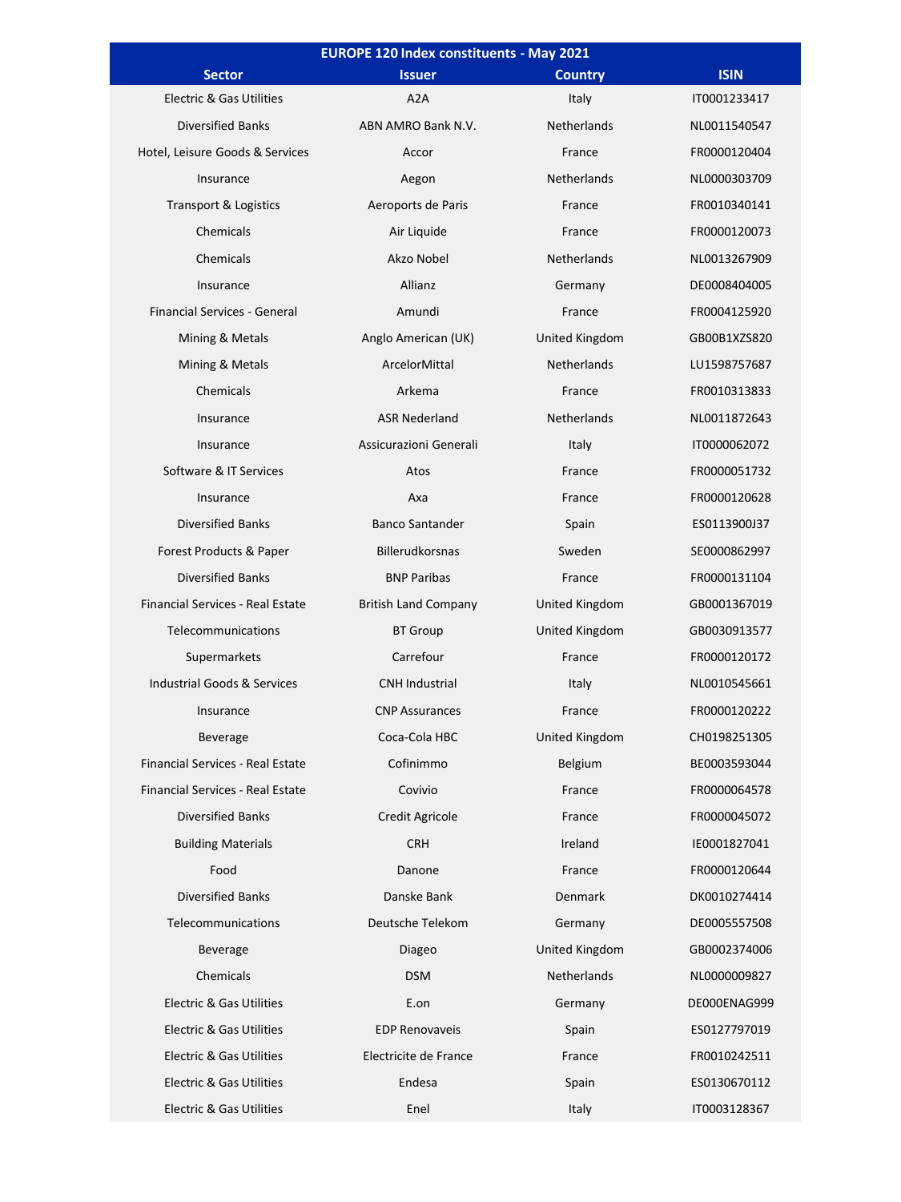| EUROPE 120 Index constituents - May 2021 | | | |
|---|---|---|---|
| **Sector** | **Issuer** | **Country** | **ISIN** |
| Electric & Gas Utilities | A2A | Italy | IT0001233417 |
| Diversified Banks | ABN AMRO Bank N.V. | Netherlands | NL0011540547 |
| Hotel, Leisure Goods & Services | Accor | France | FR0000120404 |
| Insurance | Aegon | Netherlands | NL0000303709 |
| Transport & Logistics | Aeroports de Paris | France | FR0010340141 |
| Chemicals | Air Liquide | France | FR0000120073 |
| Chemicals | Akzo Nobel | Netherlands | NL0013267909 |
| Insurance | Allianz | Germany | DE0008404005 |
| Financial Services - General | Amundi | France | FR0004125920 |
| Mining & Metals | Anglo American (UK) | United Kingdom | GB00B1XZS820 |
| Mining & Metals | ArcelorMittal | Netherlands | LU1598757687 |
| Chemicals | Arkema | France | FR0010313833 |
| Insurance | ASR Nederland | Netherlands | NL0011872643 |
| Insurance | Assicurazioni Generali | Italy | IT0000062072 |
| Software & IT Services | Atos | France | FR0000051732 |
| Insurance | Axa | France | FR0000120628 |
| Diversified Banks | Banco Santander | Spain | ES0113900J37 |
| Forest Products & Paper | Billerudkorsnas | Sweden | SE0000862997 |
| Diversified Banks | BNP Paribas | France | FR0000131104 |
| Financial Services - Real Estate | British Land Company | United Kingdom | GB0001367019 |
| Telecommunications | BT Group | United Kingdom | GB0030913577 |
| Supermarkets | Carrefour | France | FR0000120172 |
| Industrial Goods & Services | CNH Industrial | Italy | NL0010545661 |
| Insurance | CNP Assurances | France | FR0000120222 |
| Beverage | Coca-Cola HBC | United Kingdom | CH0198251305 |
| Financial Services - Real Estate | Cofinimmo | Belgium | BE0003593044 |
| Financial Services - Real Estate | Covivio | France | FR0000064578 |
| Diversified Banks | Credit Agricole | France | FR0000045072 |
| Building Materials | CRH | Ireland | IE0001827041 |
| Food | Danone | France | FR0000120644 |
| Diversified Banks | Danske Bank | Denmark | DK0010274414 |
| Telecommunications | Deutsche Telekom | Germany | DE0005557508 |
| Beverage | Diageo | United Kingdom | GB0002374006 |
| Chemicals | DSM | Netherlands | NL0000009827 |
| Electric & Gas Utilities | E.on | Germany | DE000ENAG999 |
| Electric & Gas Utilities | EDP Renovaveis | Spain | ES0127797019 |
| Electric & Gas Utilities | Electricite de France | France | FR0010242511 |
| Electric & Gas Utilities | Endesa | Spain | ES0130670112 |
| Electric & Gas Utilities | Enel | Italy | IT0003128367 |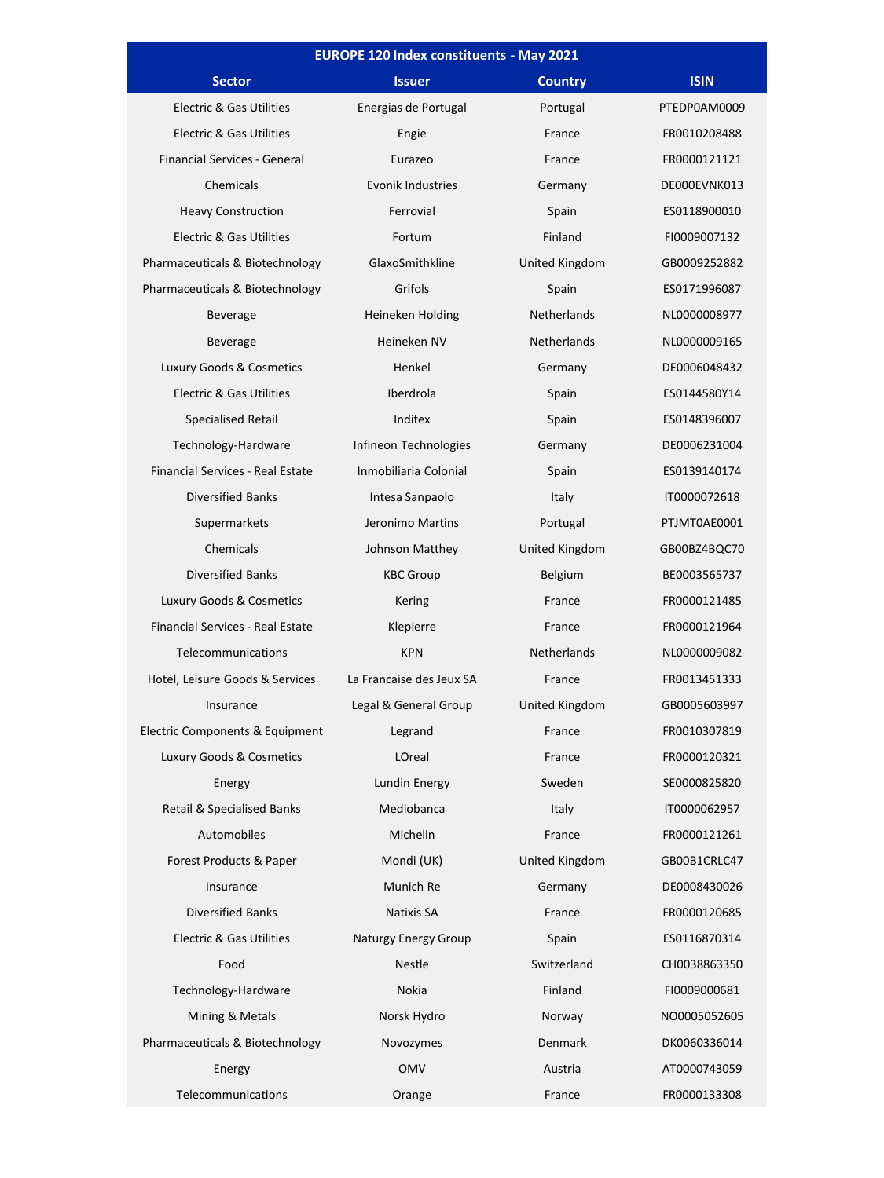| EUROPE 120 Index constituents - May 2021 | | | |
|---|---|---|---|
| **Sector** | **Issuer** | **Country** | **ISIN** |
| Electric & Gas Utilities | Energias de Portugal | Portugal | PTEDP0AM0009 |
| Electric & Gas Utilities | Engie | France | FR0010208488 |
| Financial Services - General | Eurazeo | France | FR0000121121 |
| Chemicals | Evonik Industries | Germany | DE000EVNK013 |
| Heavy Construction | Ferrovial | Spain | ES0118900010 |
| Electric & Gas Utilities | Fortum | Finland | FI0009007132 |
| Pharmaceuticals & Biotechnology | GlaxoSmithkline | United Kingdom | GB0009252882 |
| Pharmaceuticals & Biotechnology | Grifols | Spain | ES0171996087 |
| Beverage | Heineken Holding | Netherlands | NL0000008977 |
| Beverage | Heineken NV | Netherlands | NL0000009165 |
| Luxury Goods & Cosmetics | Henkel | Germany | DE0006048432 |
| Electric & Gas Utilities | Iberdrola | Spain | ES0144580Y14 |
| Specialised Retail | Inditex | Spain | ES0148396007 |
| Technology-Hardware | Infineon Technologies | Germany | DE0006231004 |
| Financial Services - Real Estate | Inmobiliaria Colonial | Spain | ES0139140174 |
| Diversified Banks | Intesa Sanpaolo | Italy | IT0000072618 |
| Supermarkets | Jeronimo Martins | Portugal | PTJMT0AE0001 |
| Chemicals | Johnson Matthey | United Kingdom | GB00BZ4BQC70 |
| Diversified Banks | KBC Group | Belgium | BE0003565737 |
| Luxury Goods & Cosmetics | Kering | France | FR0000121485 |
| Financial Services - Real Estate | Klepierre | France | FR0000121964 |
| Telecommunications | KPN | Netherlands | NL0000009082 |
| Hotel, Leisure Goods & Services | La Francaise des Jeux SA | France | FR0013451333 |
| Insurance | Legal & General Group | United Kingdom | GB0005603997 |
| Electric Components & Equipment | Legrand | France | FR0010307819 |
| Luxury Goods & Cosmetics | LOreal | France | FR0000120321 |
| Energy | Lundin Energy | Sweden | SE0000825820 |
| Retail & Specialised Banks | Mediobanca | Italy | IT0000062957 |
| Automobiles | Michelin | France | FR0000121261 |
| Forest Products & Paper | Mondi (UK) | United Kingdom | GB00B1CRLC47 |
| Insurance | Munich Re | Germany | DE0008430026 |
| Diversified Banks | Natixis SA | France | FR0000120685 |
| Electric & Gas Utilities | Naturgy Energy Group | Spain | ES0116870314 |
| Food | Nestle | Switzerland | CH0038863350 |
| Technology-Hardware | Nokia | Finland | FI0009000681 |
| Mining & Metals | Norsk Hydro | Norway | NO0005052605 |
| Pharmaceuticals & Biotechnology | Novozymes | Denmark | DK0060336014 |
| Energy | OMV | Austria | AT0000743059 |
| Telecommunications | Orange | France | FR0000133308 |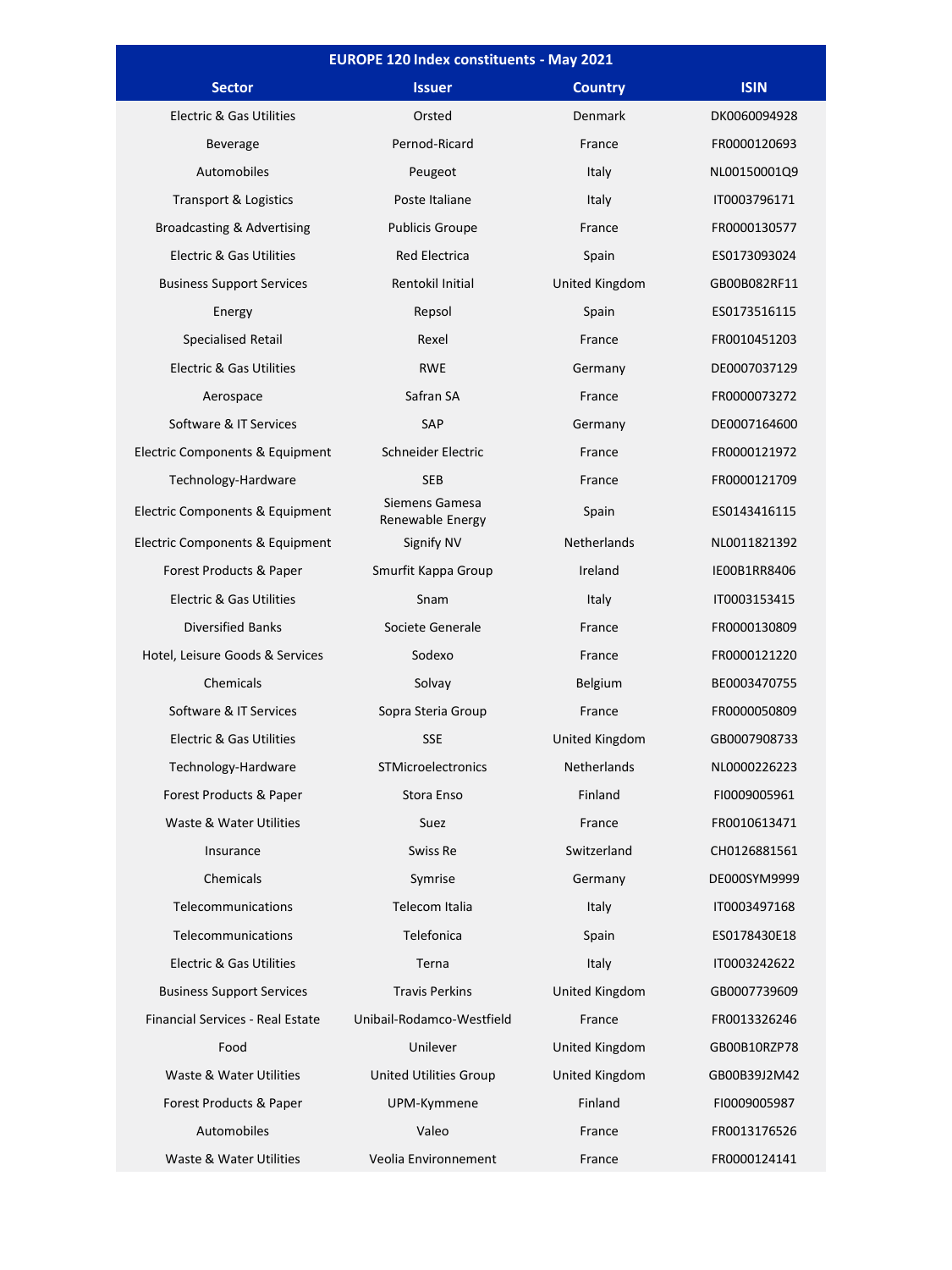| EUROPE 120 Index constituents - May 2021 | | | |
|---|---|---|---|
| **Sector** | **Issuer** | **Country** | **ISIN** |
| Electric & Gas Utilities | Orsted | Denmark | DK0060094928 |
| Beverage | Pernod-Ricard | France | FR0000120693 |
| Automobiles | Peugeot | Italy | NL00150001Q9 |
| Transport & Logistics | Poste Italiane | Italy | IT0003796171 |
| Broadcasting & Advertising | Publicis Groupe | France | FR0000130577 |
| Electric & Gas Utilities | Red Electrica | Spain | ES0173093024 |
| Business Support Services | Rentokil Initial | United Kingdom | GB00B082RF11 |
| Energy | Repsol | Spain | ES0173516115 |
| Specialised Retail | Rexel | France | FR0010451203 |
| Electric & Gas Utilities | RWE | Germany | DE0007037129 |
| Aerospace | Safran SA | France | FR0000073272 |
| Software & IT Services | SAP | Germany | DE0007164600 |
| Electric Components & Equipment | Schneider Electric | France | FR0000121972 |
| Technology-Hardware | SEB | France | FR0000121709 |
| Electric Components & Equipment | Siemens Gamesa Renewable Energy | Spain | ES0143416115 |
| Electric Components & Equipment | Signify NV | Netherlands | NL0011821392 |
| Forest Products & Paper | Smurfit Kappa Group | Ireland | IE00B1RR8406 |
| Electric & Gas Utilities | Snam | Italy | IT0003153415 |
| Diversified Banks | Societe Generale | France | FR0000130809 |
| Hotel, Leisure Goods & Services | Sodexo | France | FR0000121220 |
| Chemicals | Solvay | Belgium | BE0003470755 |
| Software & IT Services | Sopra Steria Group | France | FR0000050809 |
| Electric & Gas Utilities | SSE | United Kingdom | GB0007908733 |
| Technology-Hardware | STMicroelectronics | Netherlands | NL0000226223 |
| Forest Products & Paper | Stora Enso | Finland | FI0009005961 |
| Waste & Water Utilities | Suez | France | FR0010613471 |
| Insurance | Swiss Re | Switzerland | CH0126881561 |
| Chemicals | Symrise | Germany | DE000SYM9999 |
| Telecommunications | Telecom Italia | Italy | IT0003497168 |
| Telecommunications | Telefonica | Spain | ES0178430E18 |
| Electric & Gas Utilities | Terna | Italy | IT0003242622 |
| Business Support Services | Travis Perkins | United Kingdom | GB0007739609 |
| Financial Services - Real Estate | Unibail-Rodamco-Westfield | France | FR0013326246 |
| Food | Unilever | United Kingdom | GB00B10RZP78 |
| Waste & Water Utilities | United Utilities Group | United Kingdom | GB00B39J2M42 |
| Forest Products & Paper | UPM-Kymmene | Finland | FI0009005987 |
| Automobiles | Valeo | France | FR0013176526 |
| Waste & Water Utilities | Veolia Environnement | France | FR0000124141 |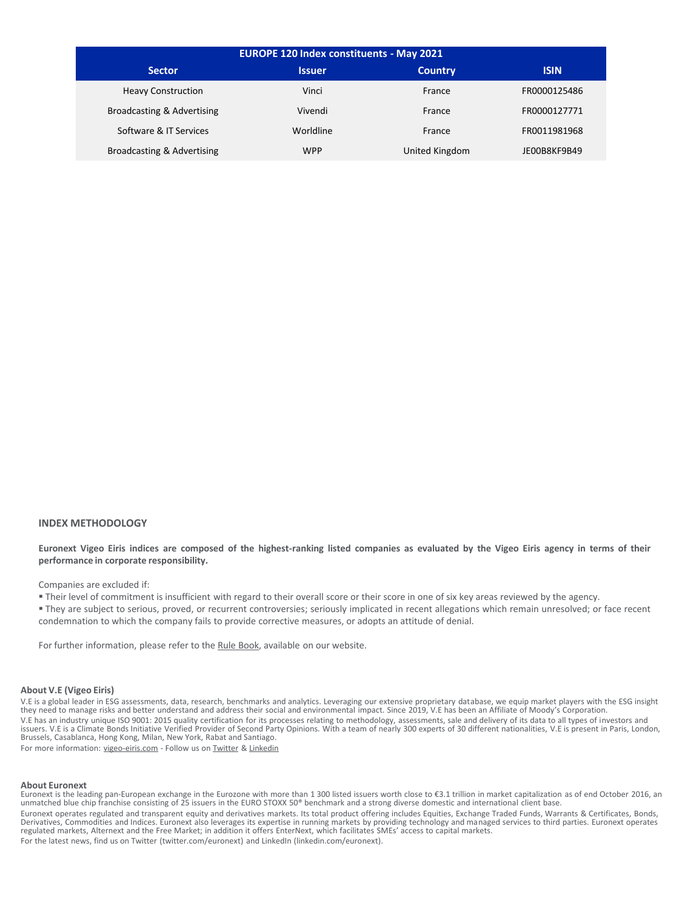| EUROPE 120 Index constituents - May 2021 | | | |
| --- | --- | --- | --- |
| **Sector** | **Issuer** | **Country** | **ISIN** |
| Heavy Construction | Vinci | France | FR0000125486 |
| Broadcasting & Advertising | Vivendi | France | FR0000127771 |
| Software & IT Services | Worldline | France | FR0011981968 |
| Broadcasting & Advertising | WPP | United Kingdom | JE00B8KF9B49 |

## INDEX METHODOLOGY

**Euronext Vigeo Eiris indices are composed of the highest-ranking listed companies as evaluated by the Vigeo Eiris agency in terms of their performance in corporate responsibility.**

Companies are excluded if:

- Their level of commitment is insufficient with regard to their overall score or their score in one of six key areas reviewed by the agency.
- They are subject to serious, proved, or recurrent controversies; seriously implicated in recent allegations which remain unresolved; or face recent condemnation to which the company fails to provide corrective measures, or adopts an attitude of denial.

For further information, please refer to the Rule Book, available on our website.

**About V.E (Vigeo Eiris)**

V.E is a global leader in ESG assessments, data, research, benchmarks and analytics. Leveraging our extensive proprietary database, we equip market players with the ESG insight they need to manage risks and better understand and address their social and environmental impact. Since 2019, V.E has been an Affiliate of Moody's Corporation.

V.E has an industry unique ISO 9001: 2015 quality certification for its processes relating to methodology, assessments, sale and delivery of its data to all types of investors and issuers. V.E is a Climate Bonds Initiative Verified Provider of Second Party Opinions. With a team of nearly 300 experts of 30 different nationalities, V.E is present in Paris, London, Brussels, Casablanca, Hong Kong, Milan, New York, Rabat and Santiago.

For more information: vigeo-eiris.com - Follow us on Twitter & Linkedin

**About Euronext**

Euronext is the leading pan-European exchange in the Eurozone with more than 1 300 listed issuers worth close to €3.1 trillion in market capitalization as of end October 2016, an unmatched blue chip franchise consisting of 25 issuers in the EURO STOXX 50® benchmark and a strong diverse domestic and international client base.

Euronext operates regulated and transparent equity and derivatives markets. Its total product offering includes Equities, Exchange Traded Funds, Warrants & Certificates, Bonds, Derivatives, Commodities and Indices. Euronext also leverages its expertise in running markets by providing technology and managed services to third parties. Euronext operates regulated markets, Alternext and the Free Market; in addition it offers EnterNext, which facilitates SMEs' access to capital markets.

For the latest news, find us on Twitter (twitter.com/euronext) and LinkedIn (linkedin.com/euronext).